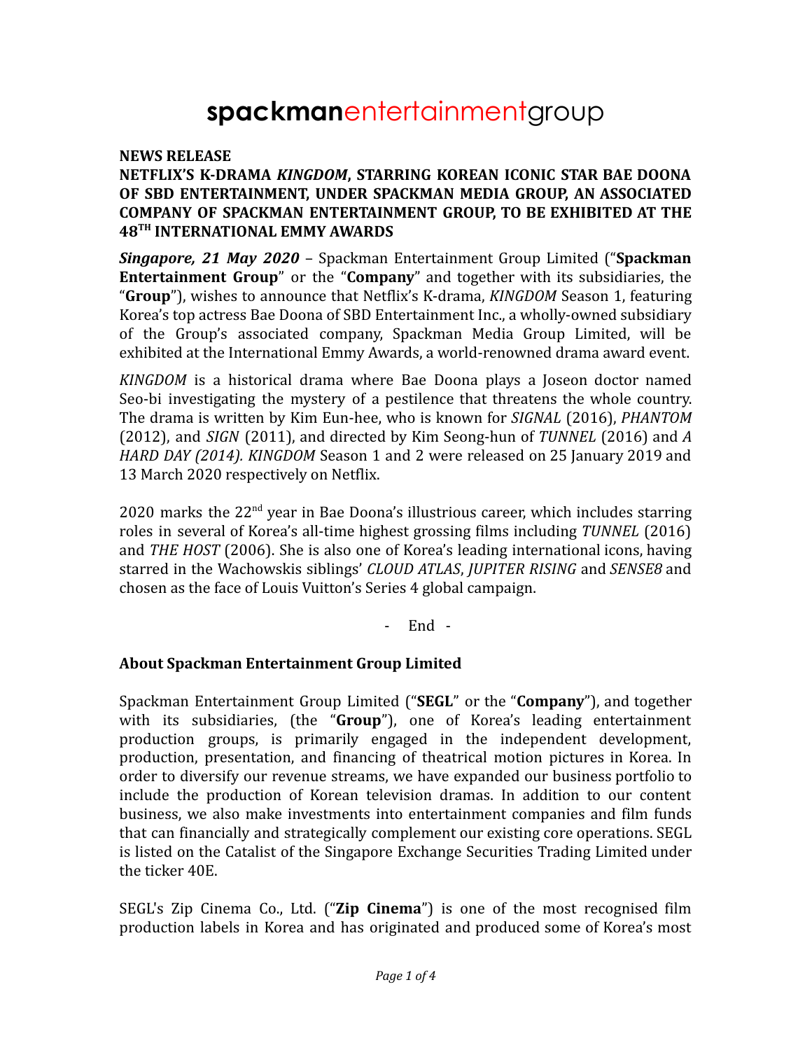# **spackman**entertainmentgroup

**NEWS RELEASE**

**NETFLIX'S K-DRAMA *KINGDOM*, STARRING KOREAN ICONIC STAR BAE DOONA OF SBD ENTERTAINMENT, UNDER SPACKMAN MEDIA GROUP, AN ASSOCIATED COMPANY OF SPACKMAN ENTERTAINMENT GROUP, TO BE EXHIBITED AT THE 48TH INTERNATIONAL EMMY AWARDS**

***Singapore, 21 May 2020*** – Spackman Entertainment Group Limited ("**Spackman Entertainment Group**" or the "**Company**" and together with its subsidiaries, the "**Group**"), wishes to announce that Netflix's K-drama, *KINGDOM* Season 1, featuring Korea's top actress Bae Doona of SBD Entertainment Inc., a wholly-owned subsidiary of the Group's associated company, Spackman Media Group Limited, will be exhibited at the International Emmy Awards, a world-renowned drama award event.

*KINGDOM* is a historical drama where Bae Doona plays a Joseon doctor named Seo-bi investigating the mystery of a pestilence that threatens the whole country. The drama is written by Kim Eun-hee, who is known for *SIGNAL* (2016), *PHANTOM* (2012), and *SIGN* (2011), and directed by Kim Seong-hun of *TUNNEL* (2016) and *A HARD DAY (2014). KINGDOM* Season 1 and 2 were released on 25 January 2019 and 13 March 2020 respectively on Netflix.

2020 marks the 22nd year in Bae Doona's illustrious career, which includes starring roles in several of Korea's all-time highest grossing films including *TUNNEL* (2016) and *THE HOST* (2006). She is also one of Korea's leading international icons, having starred in the Wachowskis siblings' *CLOUD ATLAS*, *JUPITER RISING* and *SENSE8* and chosen as the face of Louis Vuitton's Series 4 global campaign.

\- End -

**About Spackman Entertainment Group Limited**

Spackman Entertainment Group Limited ("**SEGL**" or the "**Company**"), and together with its subsidiaries, (the "**Group**"), one of Korea's leading entertainment production groups, is primarily engaged in the independent development, production, presentation, and financing of theatrical motion pictures in Korea. In order to diversify our revenue streams, we have expanded our business portfolio to include the production of Korean television dramas. In addition to our content business, we also make investments into entertainment companies and film funds that can financially and strategically complement our existing core operations. SEGL is listed on the Catalist of the Singapore Exchange Securities Trading Limited under the ticker 40E.

SEGL's Zip Cinema Co., Ltd. ("**Zip Cinema**") is one of the most recognised film production labels in Korea and has originated and produced some of Korea's most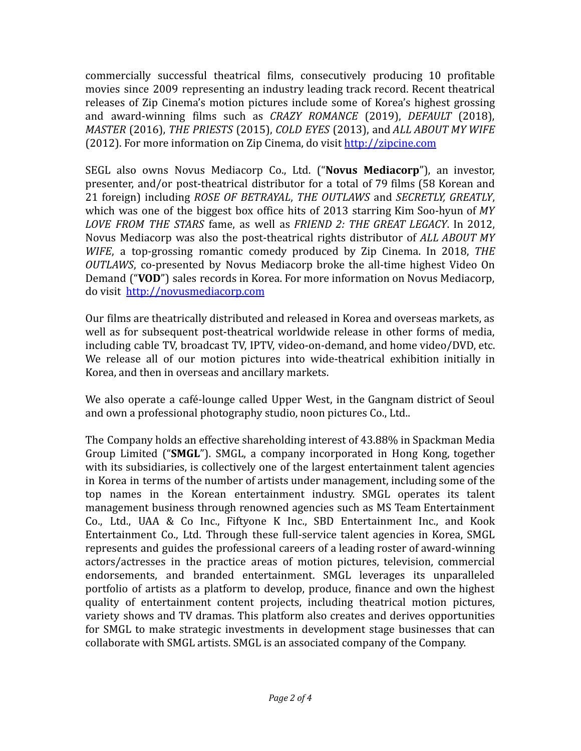commercially successful theatrical films, consecutively producing 10 profitable movies since 2009 representing an industry leading track record. Recent theatrical releases of Zip Cinema's motion pictures include some of Korea's highest grossing and award-winning films such as *CRAZY ROMANCE* (2019), *DEFAULT* (2018), *MASTER* (2016), *THE PRIESTS* (2015), *COLD EYES* (2013), and *ALL ABOUT MY WIFE* (2012). For more information on Zip Cinema, do visit [http://zipcine.com](http://zipcine.com)

SEGL also owns Novus Mediacorp Co., Ltd. ("**Novus Mediacorp**"), an investor, presenter, and/or post-theatrical distributor for a total of 79 films (58 Korean and 21 foreign) including *ROSE OF BETRAYAL*, *THE OUTLAWS* and *SECRETLY, GREATLY*, which was one of the biggest box office hits of 2013 starring Kim Soo-hyun of *MY LOVE FROM THE STARS* fame, as well as *FRIEND 2: THE GREAT LEGACY*. In 2012, Novus Mediacorp was also the post-theatrical rights distributor of *ALL ABOUT MY WIFE*, a top-grossing romantic comedy produced by Zip Cinema. In 2018, *THE OUTLAWS*, co-presented by Novus Mediacorp broke the all-time highest Video On Demand ("**VOD**") sales records in Korea. For more information on Novus Mediacorp, do visit [http://novusmediacorp.com](http://novusmediacorp.com)

Our films are theatrically distributed and released in Korea and overseas markets, as well as for subsequent post-theatrical worldwide release in other forms of media, including cable TV, broadcast TV, IPTV, video-on-demand, and home video/DVD, etc. We release all of our motion pictures into wide-theatrical exhibition initially in Korea, and then in overseas and ancillary markets.

We also operate a café-lounge called Upper West, in the Gangnam district of Seoul and own a professional photography studio, noon pictures Co., Ltd..

The Company holds an effective shareholding interest of 43.88% in Spackman Media Group Limited ("**SMGL**"). SMGL, a company incorporated in Hong Kong, together with its subsidiaries, is collectively one of the largest entertainment talent agencies in Korea in terms of the number of artists under management, including some of the top names in the Korean entertainment industry. SMGL operates its talent management business through renowned agencies such as MS Team Entertainment Co., Ltd., UAA & Co Inc., Fiftyone K Inc., SBD Entertainment Inc., and Kook Entertainment Co., Ltd. Through these full-service talent agencies in Korea, SMGL represents and guides the professional careers of a leading roster of award-winning actors/actresses in the practice areas of motion pictures, television, commercial endorsements, and branded entertainment. SMGL leverages its unparalleled portfolio of artists as a platform to develop, produce, finance and own the highest quality of entertainment content projects, including theatrical motion pictures, variety shows and TV dramas. This platform also creates and derives opportunities for SMGL to make strategic investments in development stage businesses that can collaborate with SMGL artists. SMGL is an associated company of the Company.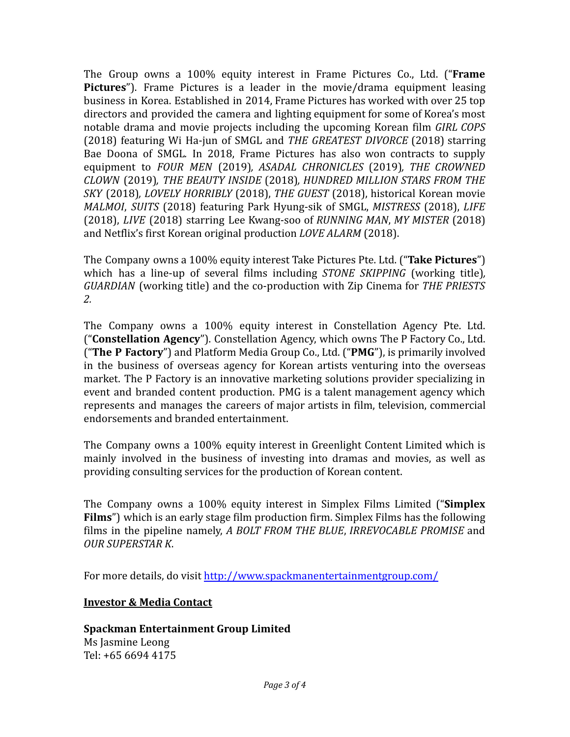The Group owns a 100% equity interest in Frame Pictures Co., Ltd. ("**Frame Pictures**"). Frame Pictures is a leader in the movie/drama equipment leasing business in Korea. Established in 2014, Frame Pictures has worked with over 25 top directors and provided the camera and lighting equipment for some of Korea's most notable drama and movie projects including the upcoming Korean film *GIRL COPS* (2018) featuring Wi Ha-jun of SMGL and *THE GREATEST DIVORCE* (2018) starring Bae Doona of SMGL. In 2018, Frame Pictures has also won contracts to supply equipment to *FOUR MEN* (2019), *ASADAL CHRONICLES* (2019), *THE CROWNED CLOWN* (2019), *THE BEAUTY INSIDE* (2018), *HUNDRED MILLION STARS FROM THE SKY* (2018), *LOVELY HORRIBLY* (2018), *THE GUEST* (2018), historical Korean movie *MALMOI*, *SUITS* (2018) featuring Park Hyung-sik of SMGL, *MISTRESS* (2018), *LIFE* (2018), *LIVE* (2018) starring Lee Kwang-soo of *RUNNING MAN*, *MY MISTER* (2018) and Netflix's first Korean original production *LOVE ALARM* (2018).

The Company owns a 100% equity interest Take Pictures Pte. Ltd. ("**Take Pictures**") which has a line-up of several films including *STONE SKIPPING* (working title), *GUARDIAN* (working title) and the co-production with Zip Cinema for *THE PRIESTS 2.*

The Company owns a 100% equity interest in Constellation Agency Pte. Ltd. ("**Constellation Agency**"). Constellation Agency, which owns The P Factory Co., Ltd. ("**The P Factory**") and Platform Media Group Co., Ltd. ("**PMG**"), is primarily involved in the business of overseas agency for Korean artists venturing into the overseas market. The P Factory is an innovative marketing solutions provider specializing in event and branded content production. PMG is a talent management agency which represents and manages the careers of major artists in film, television, commercial endorsements and branded entertainment.

The Company owns a 100% equity interest in Greenlight Content Limited which is mainly involved in the business of investing into dramas and movies, as well as providing consulting services for the production of Korean content.

The Company owns a 100% equity interest in Simplex Films Limited ("**Simplex Films**") which is an early stage film production firm. Simplex Films has the following films in the pipeline namely, *A BOLT FROM THE BLUE*, *IRREVOCABLE PROMISE* and *OUR SUPERSTAR K*.

For more details, do visit [http://www.spackmanentertainmentgroup.com/](http://www.spackmanentertainmentgroup.com/)

**Investor & Media Contact**

**Spackman Entertainment Group Limited**
Ms Jasmine Leong
Tel: +65 6694 4175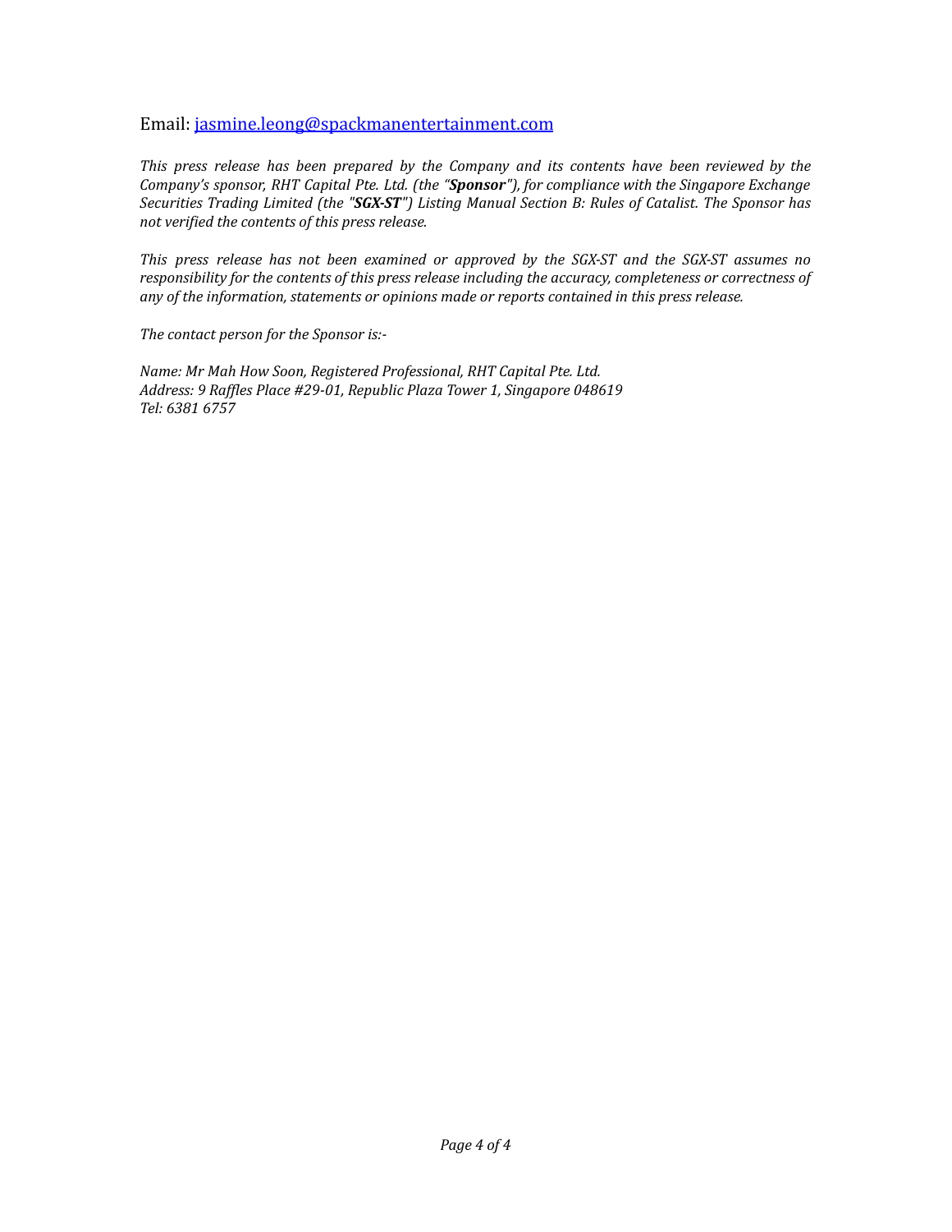Email: jasmine.leong@spackmanentertainment.com

*This press release has been prepared by the Company and its contents have been reviewed by the Company's sponsor, RHT Capital Pte. Ltd. (the "**Sponsor**"), for compliance with the Singapore Exchange Securities Trading Limited (the "**SGX-ST**") Listing Manual Section B: Rules of Catalist. The Sponsor has not verified the contents of this press release.*

*This press release has not been examined or approved by the SGX-ST and the SGX-ST assumes no responsibility for the contents of this press release including the accuracy, completeness or correctness of any of the information, statements or opinions made or reports contained in this press release.*

*The contact person for the Sponsor is:-*

*Name: Mr Mah How Soon, Registered Professional, RHT Capital Pte. Ltd.*
*Address: 9 Raffles Place #29-01, Republic Plaza Tower 1, Singapore 048619*
*Tel: 6381 6757*